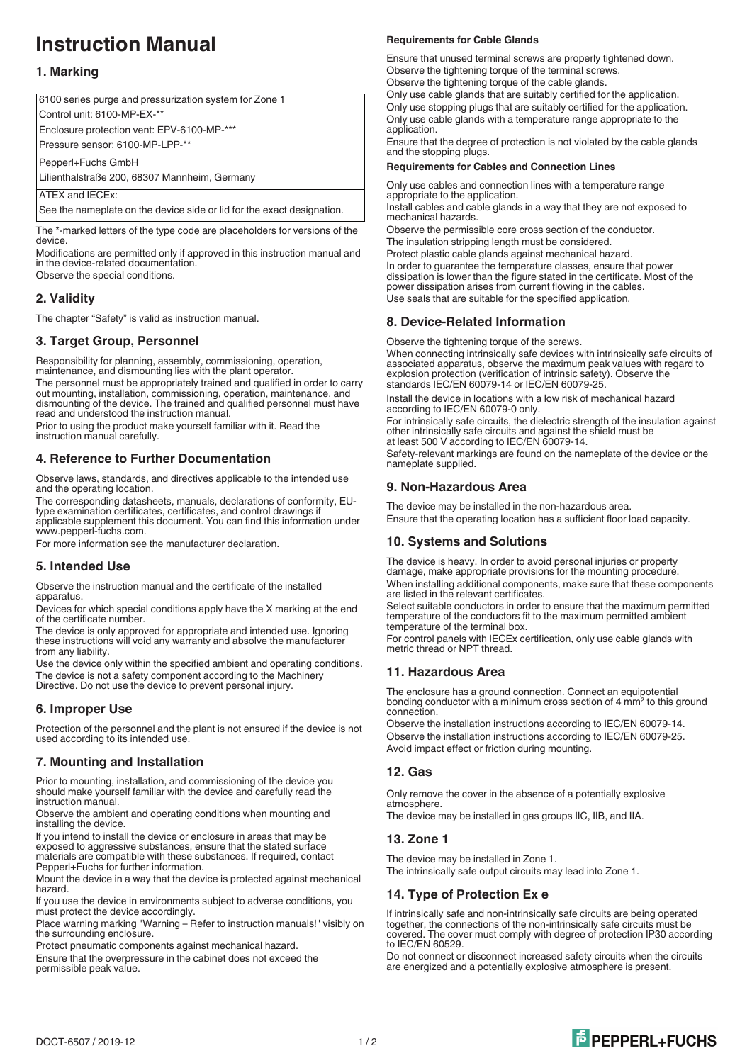# Instruction Manual

## 1. Marking

| 6100 series purge and pressurization system for Zone 1 |
|---|
| Control unit: 6100-MP-EX-** |
| Enclosure protection vent: EPV-6100-MP-*** |
| Pressure sensor: 6100-MP-LPP-** |
| Pepperl+Fuchs GmbH |
| Lilienthalstraße 200, 68307 Mannheim, Germany |
| ATEX and IECEx: |
| See the nameplate on the device side or lid for the exact designation. |

The *-marked letters of the type code are placeholders for versions of the device.

Modifications are permitted only if approved in this instruction manual and in the device-related documentation.

Observe the special conditions.

## 2. Validity

The chapter "Safety" is valid as instruction manual.

## 3. Target Group, Personnel

Responsibility for planning, assembly, commissioning, operation, maintenance, and dismounting lies with the plant operator.

The personnel must be appropriately trained and qualified in order to carry out mounting, installation, commissioning, operation, maintenance, and dismounting of the device. The trained and qualified personnel must have read and understood the instruction manual.

Prior to using the product make yourself familiar with it. Read the instruction manual carefully.

## 4. Reference to Further Documentation

Observe laws, standards, and directives applicable to the intended use and the operating location.

The corresponding datasheets, manuals, declarations of conformity, EU-type examination certificates, certificates, and control drawings if applicable supplement this document. You can find this information under www.pepperl-fuchs.com.

For more information see the manufacturer declaration.

## 5. Intended Use

Observe the instruction manual and the certificate of the installed apparatus.

Devices for which special conditions apply have the X marking at the end of the certificate number.

The device is only approved for appropriate and intended use. Ignoring these instructions will void any warranty and absolve the manufacturer from any liability.

Use the device only within the specified ambient and operating conditions.

The device is not a safety component according to the Machinery Directive. Do not use the device to prevent personal injury.

## 6. Improper Use

Protection of the personnel and the plant is not ensured if the device is not used according to its intended use.

## 7. Mounting and Installation

Prior to mounting, installation, and commissioning of the device you should make yourself familiar with the device and carefully read the instruction manual.

Observe the ambient and operating conditions when mounting and installing the device.

If you intend to install the device or enclosure in areas that may be exposed to aggressive substances, ensure that the stated surface materials are compatible with these substances. If required, contact Pepperl+Fuchs for further information.

Mount the device in a way that the device is protected against mechanical hazard.

If you use the device in environments subject to adverse conditions, you must protect the device accordingly.

Place warning marking "Warning – Refer to instruction manuals!" visibly on the surrounding enclosure.

Protect pneumatic components against mechanical hazard.

Ensure that the overpressure in the cabinet does not exceed the permissible peak value.

**Requirements for Cable Glands**

Ensure that unused terminal screws are properly tightened down.

Observe the tightening torque of the terminal screws.

Observe the tightening torque of the cable glands.

Only use cable glands that are suitably certified for the application.

Only use stopping plugs that are suitably certified for the application.

Only use cable glands with a temperature range appropriate to the application.

Ensure that the degree of protection is not violated by the cable glands and the stopping plugs.

**Requirements for Cables and Connection Lines**

Only use cables and connection lines with a temperature range appropriate to the application.

Install cables and cable glands in a way that they are not exposed to mechanical hazards.

Observe the permissible core cross section of the conductor.

The insulation stripping length must be considered.

Protect plastic cable glands against mechanical hazard.

In order to guarantee the temperature classes, ensure that power dissipation is lower than the figure stated in the certificate. Most of the power dissipation arises from current flowing in the cables.

Use seals that are suitable for the specified application.

## 8. Device-Related Information

Observe the tightening torque of the screws.

When connecting intrinsically safe devices with intrinsically safe circuits of associated apparatus, observe the maximum peak values with regard to explosion protection (verification of intrinsic safety). Observe the standards IEC/EN 60079-14 or IEC/EN 60079-25.

Install the device in locations with a low risk of mechanical hazard according to IEC/EN 60079-0 only.

For intrinsically safe circuits, the dielectric strength of the insulation against other intrinsically safe circuits and against the shield must be at least 500 V according to IEC/EN 60079-14.

Safety-relevant markings are found on the device or the nameplate supplied.

## 9. Non-Hazardous Area

The device may be installed in the non-hazardous area.

Ensure that the operating location has a sufficient floor load capacity.

## 10. Systems and Solutions

The device is heavy. In order to avoid personal injuries or property damage, make appropriate provisions for the mounting procedure.

When installing additional components, make sure that these components are listed in the relevant certificates.

Select suitable conductors in order to ensure that the maximum permitted temperature of the conductors fit to the maximum permitted ambient temperature of the terminal box.

For control panels with IECEx certification, only use cable glands with metric thread or NPT thread.

## 11. Hazardous Area

The enclosure has a ground connection. Connect an equipotential bonding conductor with a minimum cross section of 4 $mm^2$ to this ground connection.

Observe the installation instructions according to IEC/EN 60079-14.

Observe the installation instructions according to IEC/EN 60079-25.

Avoid impact effect or friction during mounting.

## 12. Gas

Only remove the cover in the absence of a potentially explosive atmosphere.

The device may be installed in gas groups IIC, IIB, and IIA.

## 13. Zone 1

The device may be installed in Zone 1.

The intrinsically safe output circuits may lead into Zone 1.

## 14. Type of Protection Ex e

If intrinsically safe and non-intrinsically safe circuits are being operated together, the connections of the non-intrinsically safe circuits must be covered. The cover must comply with degree of protection IP30 according to IEC/EN 60529.

Do not connect or disconnect increased safety circuits when the circuits are energized and a potentially explosive atmosphere is present.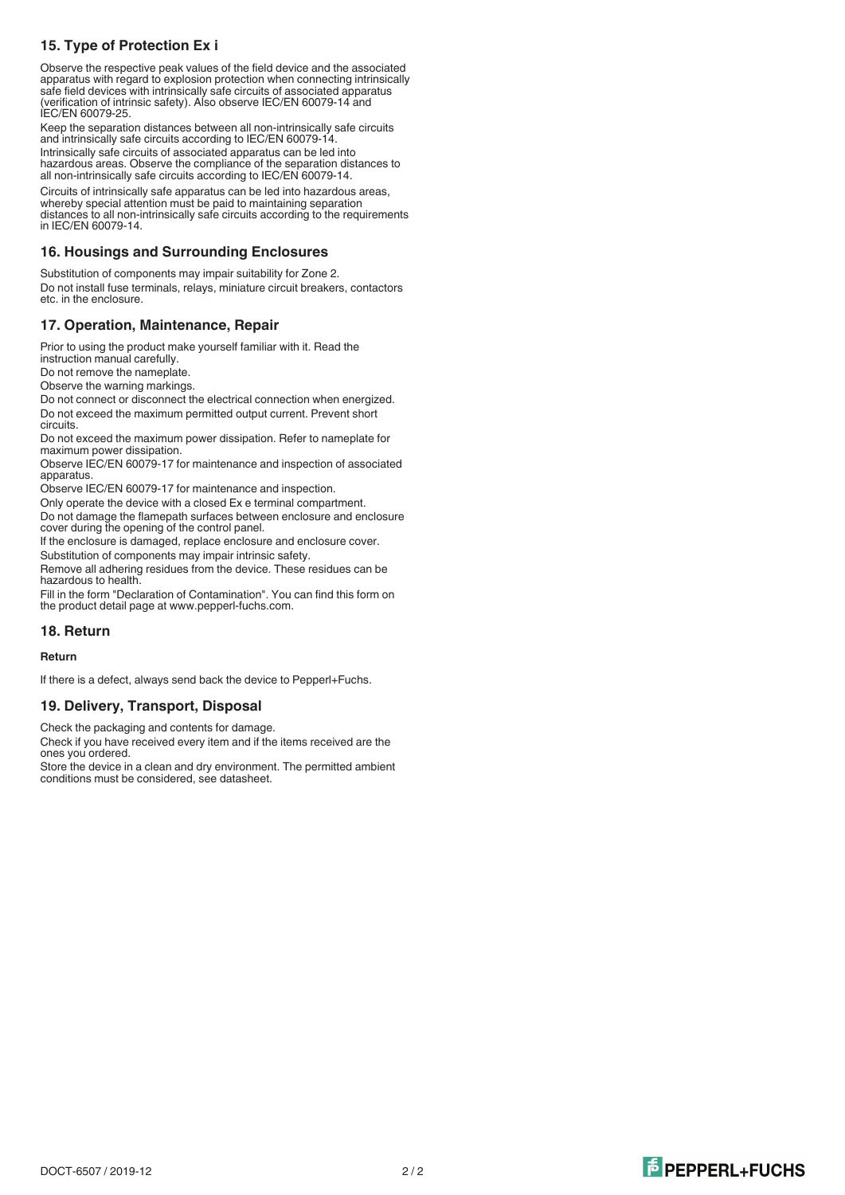## 15. Type of Protection Ex i

Observe the respective peak values of the field device and the associated apparatus with regard to explosion protection when connecting intrinsically safe field devices with intrinsically safe circuits of associated apparatus (verification of intrinsic safety). Also observe IEC/EN 60079-14 and IEC/EN 60079-25.

Keep the separation distances between all non-intrinsically safe circuits and intrinsically safe circuits according to IEC/EN 60079-14.

Intrinsically safe circuits of associated apparatus can be led into hazardous areas. Observe the compliance of the separation distances to all non-intrinsically safe circuits according to IEC/EN 60079-14.

Circuits of intrinsically safe apparatus can be led into hazardous areas, whereby special attention must be paid to maintaining separation distances to all non-intrinsically safe circuits according to the requirements in IEC/EN 60079-14.

## 16. Housings and Surrounding Enclosures

Substitution of components may impair suitability for Zone 2.

Do not install fuse terminals, relays, miniature circuit breakers, contactors etc. in the enclosure.

## 17. Operation, Maintenance, Repair

Prior to using the product make yourself familiar with it. Read the instruction manual carefully.

Do not remove the nameplate.

Observe the warning markings.

Do not connect or disconnect the electrical connection when energized.

Do not exceed the maximum permitted output current. Prevent short circuits.

Do not exceed the maximum power dissipation. Refer to nameplate for maximum power dissipation.

Observe IEC/EN 60079-17 for maintenance and inspection of associated apparatus.

Observe IEC/EN 60079-17 for maintenance and inspection.

Only operate the device with a closed Ex e terminal compartment.

Do not damage the flamepath surfaces between enclosure and enclosure cover during the opening of the control panel.

If the enclosure is damaged, replace enclosure and enclosure cover.

Substitution of components may impair intrinsic safety.

Remove all adhering residues from the device. These residues can be hazardous to health.

Fill in the form "Declaration of Contamination". You can find this form on the product detail page at www.pepperl-fuchs.com.

## 18. Return

**Return**

If there is a defect, always send back the device to Pepperl+Fuchs.

## 19. Delivery, Transport, Disposal

Check the packaging and contents for damage.

Check if you have received every item and if the items received are the ones you ordered.

Store the device in a clean and dry environment. The permitted ambient conditions must be considered, see datasheet.

DOCT-6507 / 2019-12